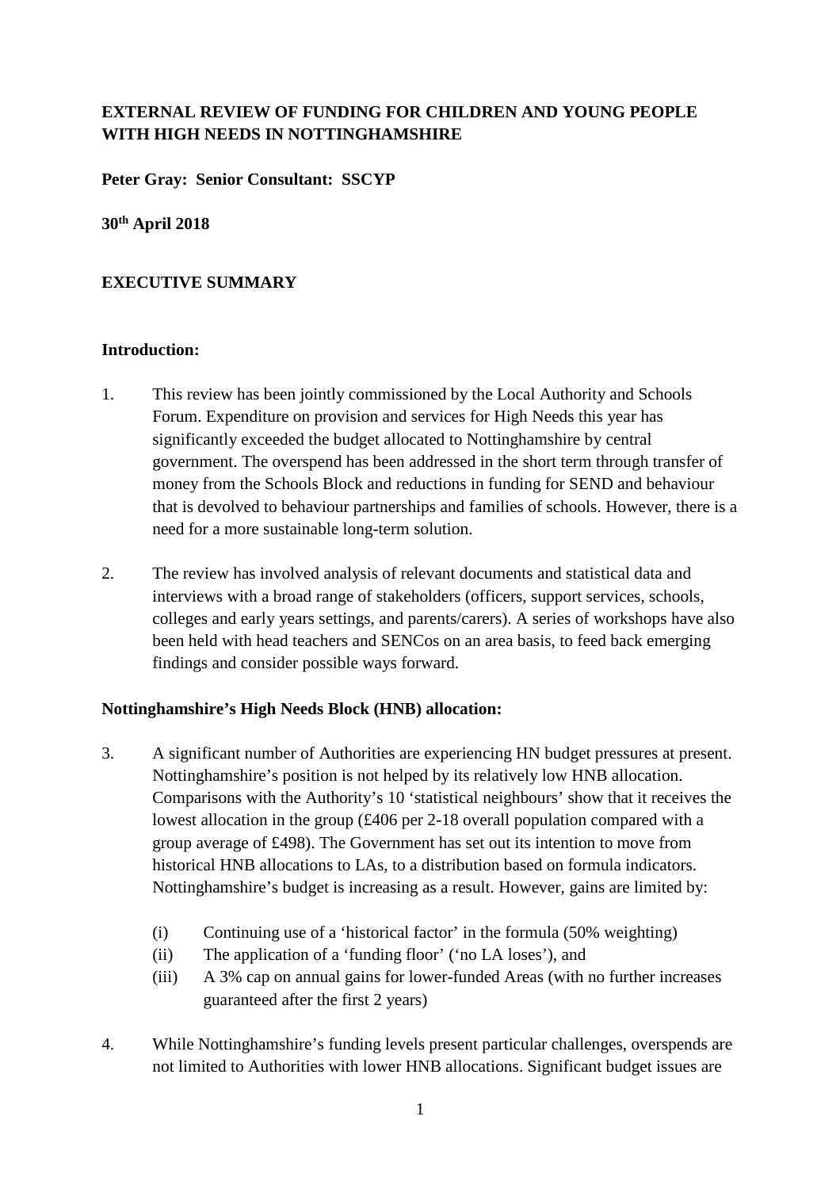**EXTERNAL REVIEW OF FUNDING FOR CHILDREN AND YOUNG PEOPLE WITH HIGH NEEDS IN NOTTINGHAMSHIRE**

**Peter Gray: Senior Consultant: SSCYP**

**30th April 2018**

## EXECUTIVE SUMMARY

### Introduction:

1. This review has been jointly commissioned by the Local Authority and Schools Forum. Expenditure on provision and services for High Needs this year has significantly exceeded the budget allocated to Nottinghamshire by central government. The overspend has been addressed in the short term through transfer of money from the Schools Block and reductions in funding for SEND and behaviour that is devolved to behaviour partnerships and families of schools. However, there is a need for a more sustainable long-term solution.

2. The review has involved analysis of relevant documents and statistical data and interviews with a broad range of stakeholders (officers, support services, schools, colleges and early years settings, and parents/carers). A series of workshops have also been held with head teachers and SENCos on an area basis, to feed back emerging findings and consider possible ways forward.

### Nottinghamshire's High Needs Block (HNB) allocation:

3. A significant number of Authorities are experiencing HN budget pressures at present. Nottinghamshire's position is not helped by its relatively low HNB allocation. Comparisons with the Authority's 10 'statistical neighbours' show that it receives the lowest allocation in the group (£406 per 2-18 overall population compared with a group average of £498). The Government has set out its intention to move from historical HNB allocations to LAs, to a distribution based on formula indicators. Nottinghamshire's budget is increasing as a result. However, gains are limited by:

   (i) Continuing use of a 'historical factor' in the formula (50% weighting)
   (ii) The application of a 'funding floor' ('no LA loses'), and
   (iii) A 3% cap on annual gains for lower-funded Areas (with no further increases guaranteed after the first 2 years)

4. While Nottinghamshire's funding levels present particular challenges, overspends are not limited to Authorities with lower HNB allocations. Significant budget issues are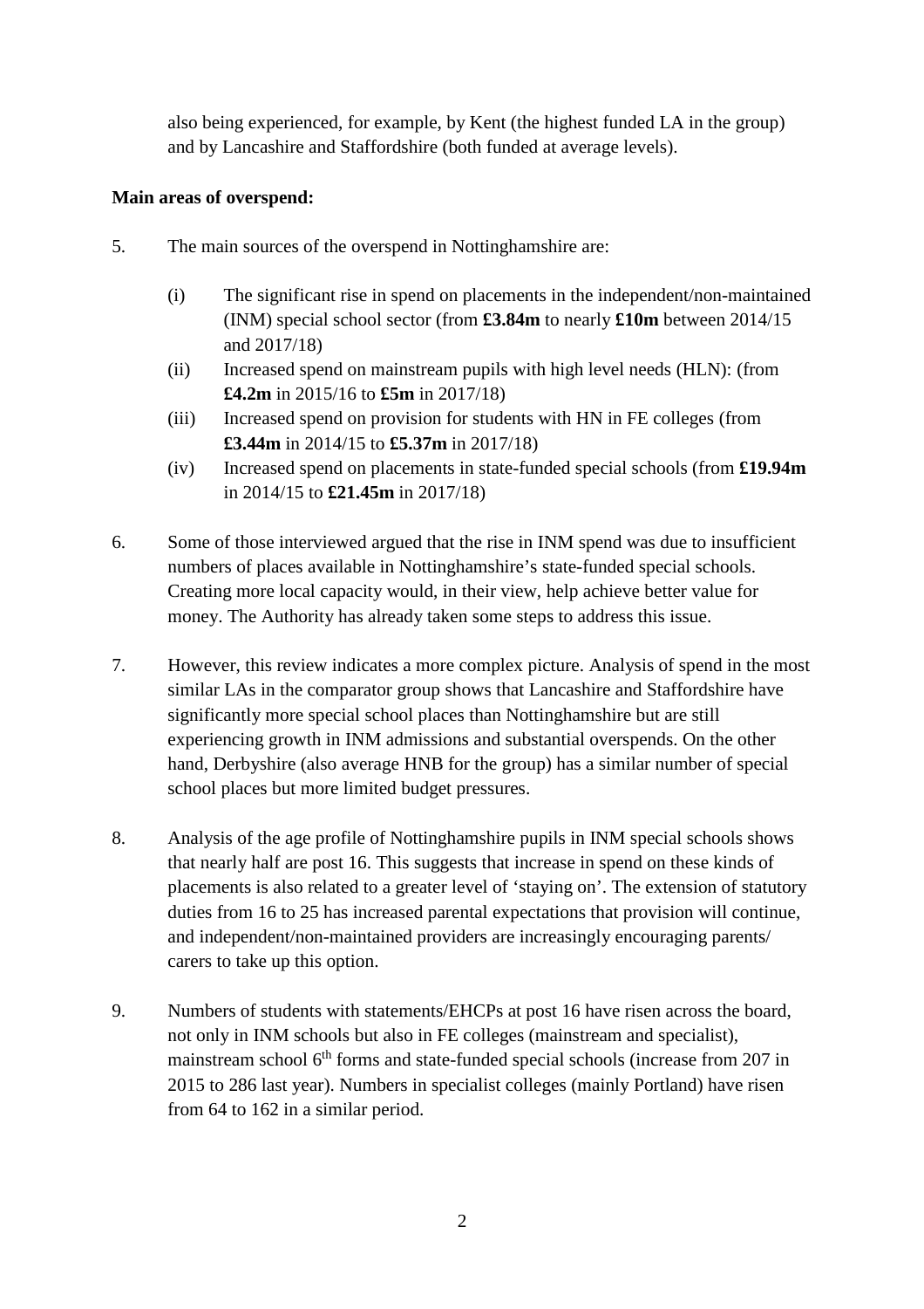also being experienced, for example, by Kent (the highest funded LA in the group) and by Lancashire and Staffordshire (both funded at average levels).

**Main areas of overspend:**

5. The main sources of the overspend in Nottinghamshire are:

   (i) The significant rise in spend on placements in the independent/non-maintained (INM) special school sector (from **£3.84m** to nearly **£10m** between 2014/15 and 2017/18)

   (ii) Increased spend on mainstream pupils with high level needs (HLN): (from **£4.2m** in 2015/16 to **£5m** in 2017/18)

   (iii) Increased spend on provision for students with HN in FE colleges (from **£3.44m** in 2014/15 to **£5.37m** in 2017/18)

   (iv) Increased spend on placements in state-funded special schools (from **£19.94m** in 2014/15 to **£21.45m** in 2017/18)

6. Some of those interviewed argued that the rise in INM spend was due to insufficient numbers of places available in Nottinghamshire's state-funded special schools. Creating more local capacity would, in their view, help achieve better value for money. The Authority has already taken some steps to address this issue.

7. However, this review indicates a more complex picture. Analysis of spend in the most similar LAs in the comparator group shows that Lancashire and Staffordshire have significantly more special school places than Nottinghamshire but are still experiencing growth in INM admissions and substantial overspends. On the other hand, Derbyshire (also average HNB for the group) has a similar number of special school places but more limited budget pressures.

8. Analysis of the age profile of Nottinghamshire pupils in INM special schools shows that nearly half are post 16. This suggests that increase in spend on these kinds of placements is also related to a greater level of 'staying on'. The extension of statutory duties from 16 to 25 has increased parental expectations that provision will continue, and independent/non-maintained providers are increasingly encouraging parents/ carers to take up this option.

9. Numbers of students with statements/EHCPs at post 16 have risen across the board, not only in INM schools but also in FE colleges (mainstream and specialist), mainstream school 6th forms and state-funded special schools (increase from 207 in 2015 to 286 last year). Numbers in specialist colleges (mainly Portland) have risen from 64 to 162 in a similar period.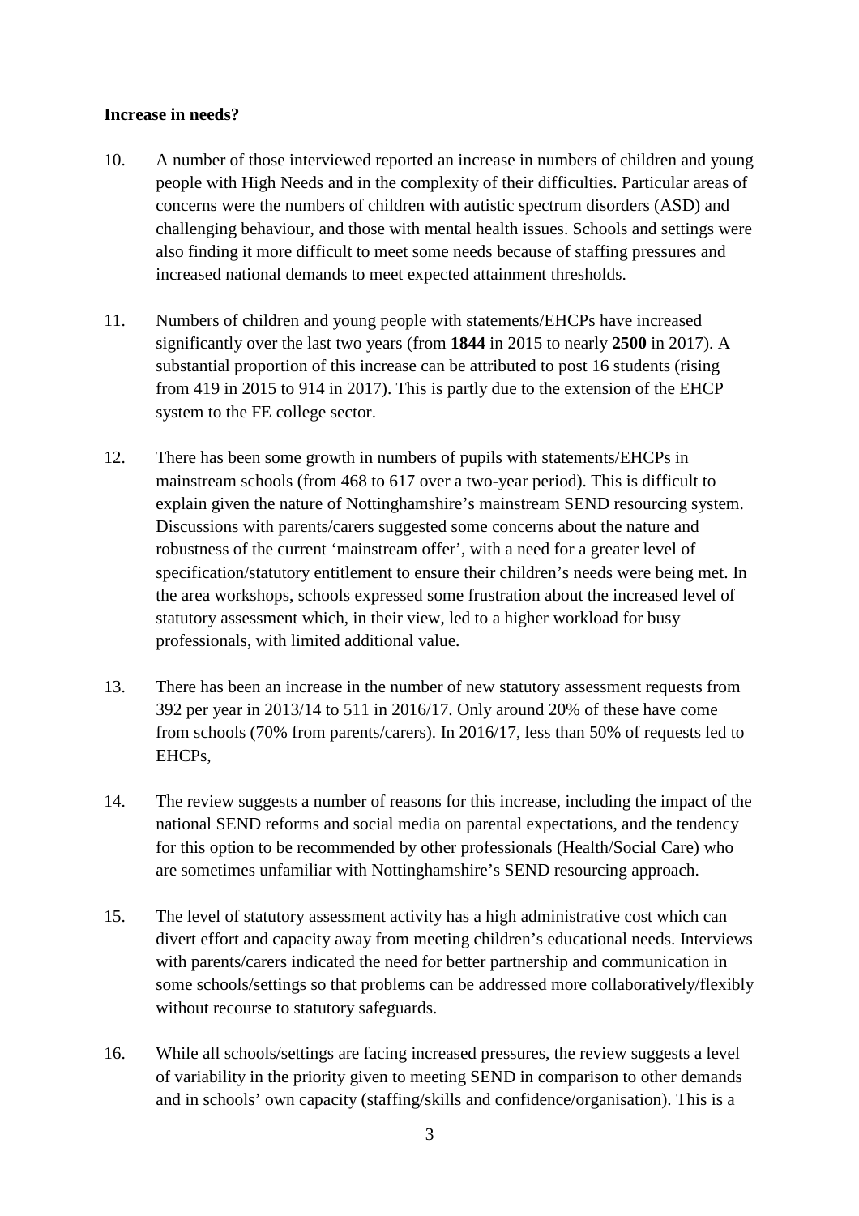**Increase in needs?**

10. A number of those interviewed reported an increase in numbers of children and young people with High Needs and in the complexity of their difficulties. Particular areas of concerns were the numbers of children with autistic spectrum disorders (ASD) and challenging behaviour, and those with mental health issues. Schools and settings were also finding it more difficult to meet some needs because of staffing pressures and increased national demands to meet expected attainment thresholds.

11. Numbers of children and young people with statements/EHCPs have increased significantly over the last two years (from **1844** in 2015 to nearly **2500** in 2017). A substantial proportion of this increase can be attributed to post 16 students (rising from 419 in 2015 to 914 in 2017). This is partly due to the extension of the EHCP system to the FE college sector.

12. There has been some growth in numbers of pupils with statements/EHCPs in mainstream schools (from 468 to 617 over a two-year period). This is difficult to explain given the nature of Nottinghamshire's mainstream SEND resourcing system. Discussions with parents/carers suggested some concerns about the nature and robustness of the current 'mainstream offer', with a need for a greater level of specification/statutory entitlement to ensure their children's needs were being met. In the area workshops, schools expressed some frustration about the increased level of statutory assessment which, in their view, led to a higher workload for busy professionals, with limited additional value.

13. There has been an increase in the number of new statutory assessment requests from 392 per year in 2013/14 to 511 in 2016/17. Only around 20% of these have come from schools (70% from parents/carers). In 2016/17, less than 50% of requests led to EHCPs,

14. The review suggests a number of reasons for this increase, including the impact of the national SEND reforms and social media on parental expectations, and the tendency for this option to be recommended by other professionals (Health/Social Care) who are sometimes unfamiliar with Nottinghamshire's SEND resourcing approach.

15. The level of statutory assessment activity has a high administrative cost which can divert effort and capacity away from meeting children's educational needs. Interviews with parents/carers indicated the need for better partnership and communication in some schools/settings so that problems can be addressed more collaboratively/flexibly without recourse to statutory safeguards.

16. While all schools/settings are facing increased pressures, the review suggests a level of variability in the priority given to meeting SEND in comparison to other demands and in schools' own capacity (staffing/skills and confidence/organisation). This is a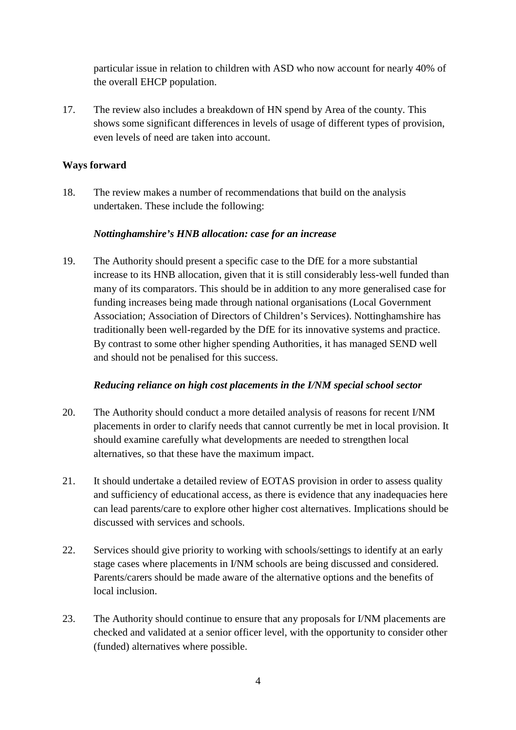particular issue in relation to children with ASD who now account for nearly 40% of the overall EHCP population.

17. The review also includes a breakdown of HN spend by Area of the county. This shows some significant differences in levels of usage of different types of provision, even levels of need are taken into account.

**Ways forward**

18. The review makes a number of recommendations that build on the analysis undertaken. These include the following:

***Nottinghamshire's HNB allocation: case for an increase***

19. The Authority should present a specific case to the DfE for a more substantial increase to its HNB allocation, given that it is still considerably less-well funded than many of its comparators. This should be in addition to any more generalised case for funding increases being made through national organisations (Local Government Association; Association of Directors of Children's Services). Nottinghamshire has traditionally been well-regarded by the DfE for its innovative systems and practice. By contrast to some other higher spending Authorities, it has managed SEND well and should not be penalised for this success.

***Reducing reliance on high cost placements in the I/NM special school sector***

20. The Authority should conduct a more detailed analysis of reasons for recent I/NM placements in order to clarify needs that cannot currently be met in local provision. It should examine carefully what developments are needed to strengthen local alternatives, so that these have the maximum impact.

21. It should undertake a detailed review of EOTAS provision in order to assess quality and sufficiency of educational access, as there is evidence that any inadequacies here can lead parents/care to explore other higher cost alternatives. Implications should be discussed with services and schools.

22. Services should give priority to working with schools/settings to identify at an early stage cases where placements in I/NM schools are being discussed and considered. Parents/carers should be made aware of the alternative options and the benefits of local inclusion.

23. The Authority should continue to ensure that any proposals for I/NM placements are checked and validated at a senior officer level, with the opportunity to consider other (funded) alternatives where possible.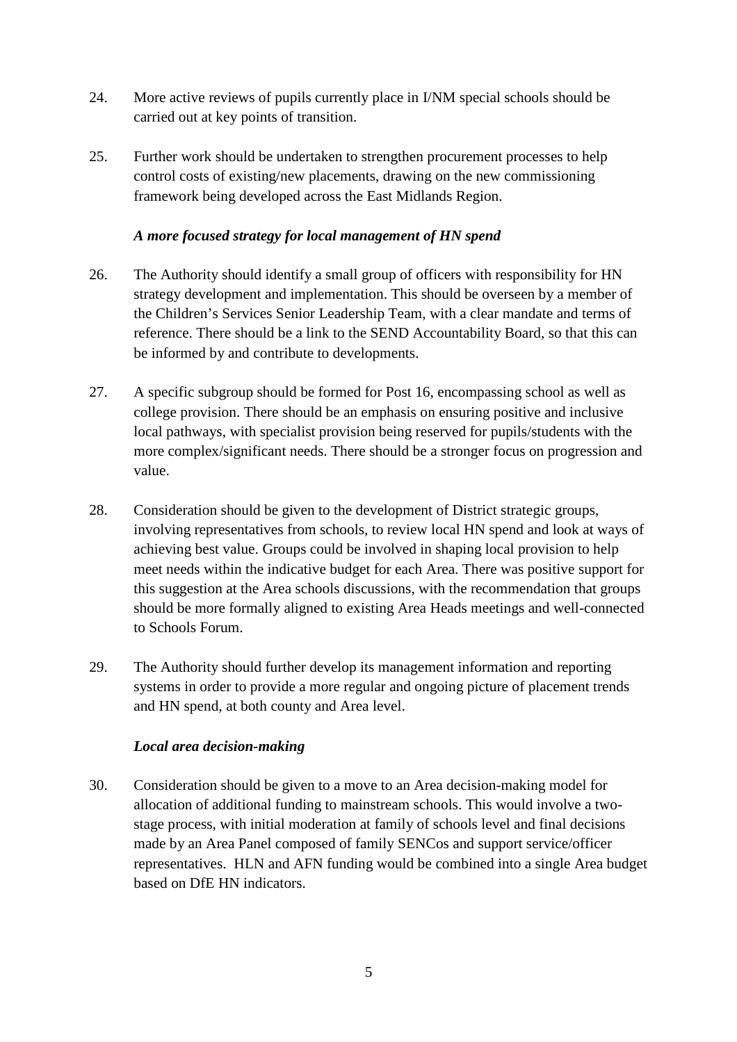24. More active reviews of pupils currently place in I/NM special schools should be carried out at key points of transition.

25. Further work should be undertaken to strengthen procurement processes to help control costs of existing/new placements, drawing on the new commissioning framework being developed across the East Midlands Region.

*A more focused strategy for local management of HN spend*

26. The Authority should identify a small group of officers with responsibility for HN strategy development and implementation. This should be overseen by a member of the Children's Services Senior Leadership Team, with a clear mandate and terms of reference. There should be a link to the SEND Accountability Board, so that this can be informed by and contribute to developments.

27. A specific subgroup should be formed for Post 16, encompassing school as well as college provision. There should be an emphasis on ensuring positive and inclusive local pathways, with specialist provision being reserved for pupils/students with the more complex/significant needs. There should be a stronger focus on progression and value.

28. Consideration should be given to the development of District strategic groups, involving representatives from schools, to review local HN spend and look at ways of achieving best value. Groups could be involved in shaping local provision to help meet needs within the indicative budget for each Area. There was positive support for this suggestion at the Area schools discussions, with the recommendation that groups should be more formally aligned to existing Area Heads meetings and well-connected to Schools Forum.

29. The Authority should further develop its management information and reporting systems in order to provide a more regular and ongoing picture of placement trends and HN spend, at both county and Area level.

*Local area decision-making*

30. Consideration should be given to a move to an Area decision-making model for allocation of additional funding to mainstream schools. This would involve a two-stage process, with initial moderation at family of schools level and final decisions made by an Area Panel composed of family SENCos and support service/officer representatives. HLN and AFN funding would be combined into a single Area budget based on DfE HN indicators.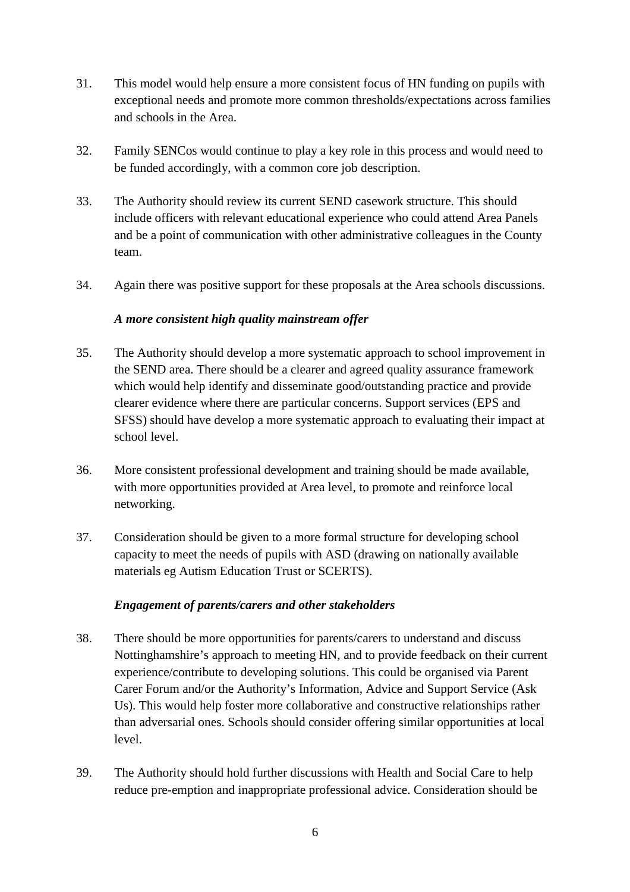31. This model would help ensure a more consistent focus of HN funding on pupils with exceptional needs and promote more common thresholds/expectations across families and schools in the Area.

32. Family SENCos would continue to play a key role in this process and would need to be funded accordingly, with a common core job description.

33. The Authority should review its current SEND casework structure. This should include officers with relevant educational experience who could attend Area Panels and be a point of communication with other administrative colleagues in the County team.

34. Again there was positive support for these proposals at the Area schools discussions.

***A more consistent high quality mainstream offer***

35. The Authority should develop a more systematic approach to school improvement in the SEND area. There should be a clearer and agreed quality assurance framework which would help identify and disseminate good/outstanding practice and provide clearer evidence where there are particular concerns. Support services (EPS and SFSS) should have develop a more systematic approach to evaluating their impact at school level.

36. More consistent professional development and training should be made available, with more opportunities provided at Area level, to promote and reinforce local networking.

37. Consideration should be given to a more formal structure for developing school capacity to meet the needs of pupils with ASD (drawing on nationally available materials eg Autism Education Trust or SCERTS).

***Engagement of parents/carers and other stakeholders***

38. There should be more opportunities for parents/carers to understand and discuss Nottinghamshire's approach to meeting HN, and to provide feedback on their current experience/contribute to developing solutions. This could be organised via Parent Carer Forum and/or the Authority's Information, Advice and Support Service (Ask Us). This would help foster more collaborative and constructive relationships rather than adversarial ones. Schools should consider offering similar opportunities at local level.

39. The Authority should hold further discussions with Health and Social Care to help reduce pre-emption and inappropriate professional advice. Consideration should be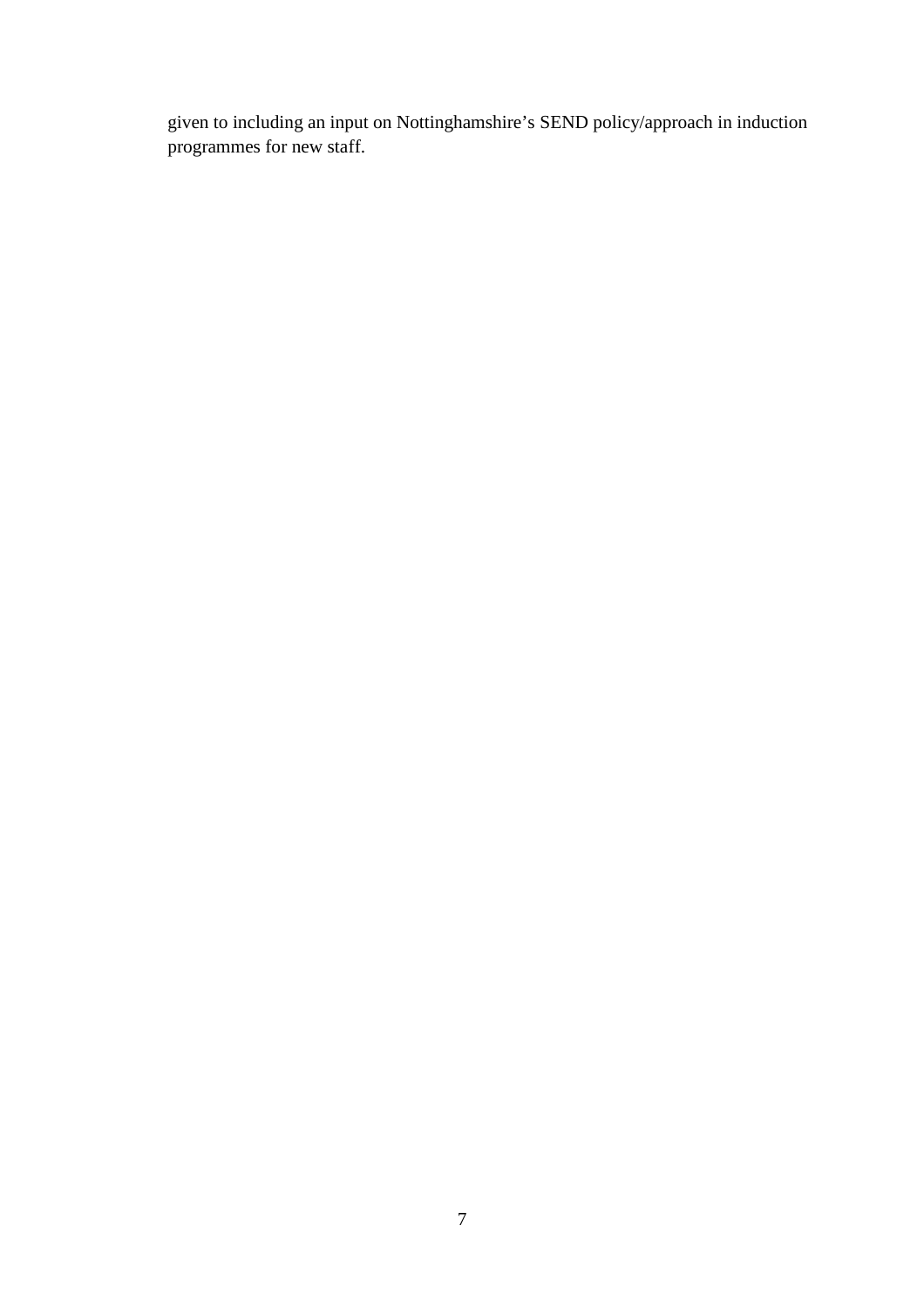given to including an input on Nottinghamshire's SEND policy/approach in induction programmes for new staff.